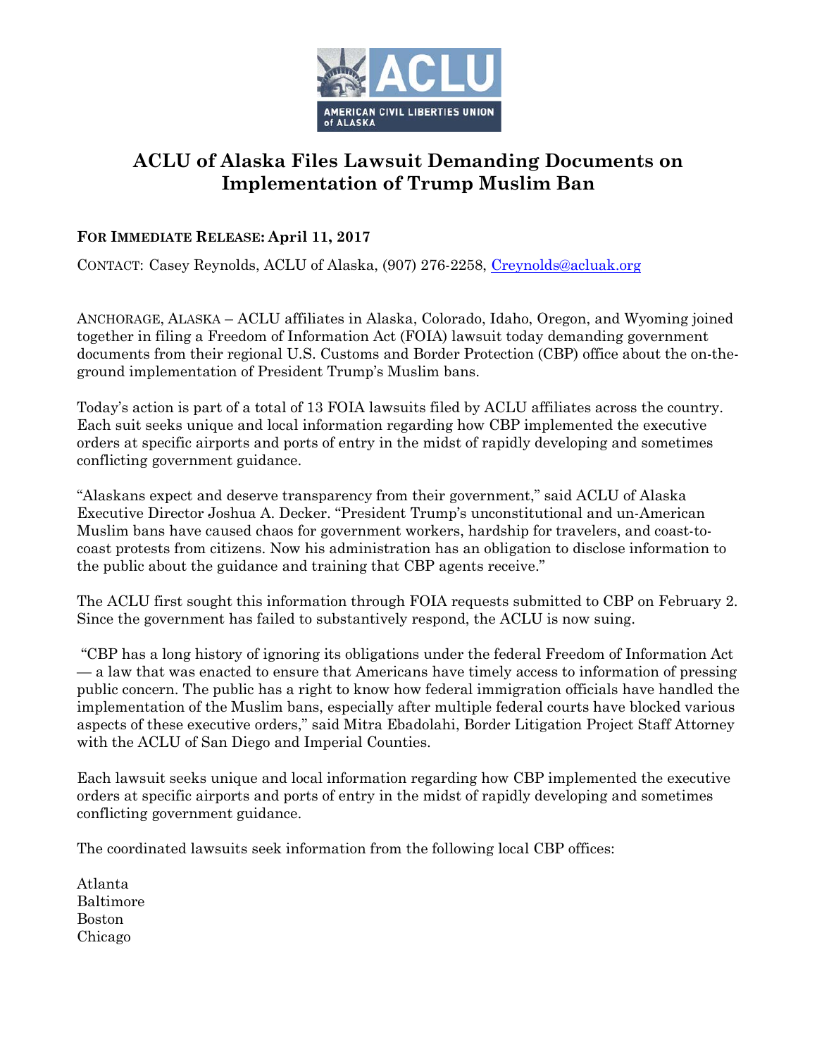# ACLU of Alaska Files Lawsuit Demanding Documents on Implementation of Trump Muslim Ban

**FOR IMMEDIATE RELEASE: April 11, 2017**

CONTACT: Casey Reynolds, ACLU of Alaska, (907) 276-2258, Creynolds@acluak.org

ANCHORAGE, ALASKA – ACLU affiliates in Alaska, Colorado, Idaho, Oregon, and Wyoming joined together in filing a Freedom of Information Act (FOIA) lawsuit today demanding government documents from their regional U.S. Customs and Border Protection (CBP) office about the on-the-ground implementation of President Trump's Muslim bans.

Today's action is part of a total of 13 FOIA lawsuits filed by ACLU affiliates across the country. Each suit seeks unique and local information regarding how CBP implemented the executive orders at specific airports and ports of entry in the midst of rapidly developing and sometimes conflicting government guidance.

"Alaskans expect and deserve transparency from their government," said ACLU of Alaska Executive Director Joshua A. Decker. "President Trump's unconstitutional and un-American Muslim bans have caused chaos for government workers, hardship for travelers, and coast-to-coast protests from citizens. Now his administration has an obligation to disclose information to the public about the guidance and training that CBP agents receive."

The ACLU first sought this information through FOIA requests submitted to CBP on February 2. Since the government has failed to substantively respond, the ACLU is now suing.

"CBP has a long history of ignoring its obligations under the federal Freedom of Information Act — a law that was enacted to ensure that Americans have timely access to information of pressing public concern. The public has a right to know how federal immigration officials have handled the implementation of the Muslim bans, especially after multiple federal courts have blocked various aspects of these executive orders," said Mitra Ebadolahi, Border Litigation Project Staff Attorney with the ACLU of San Diego and Imperial Counties.

Each lawsuit seeks unique and local information regarding how CBP implemented the executive orders at specific airports and ports of entry in the midst of rapidly developing and sometimes conflicting government guidance.

The coordinated lawsuits seek information from the following local CBP offices:

Atlanta
Baltimore
Boston
Chicago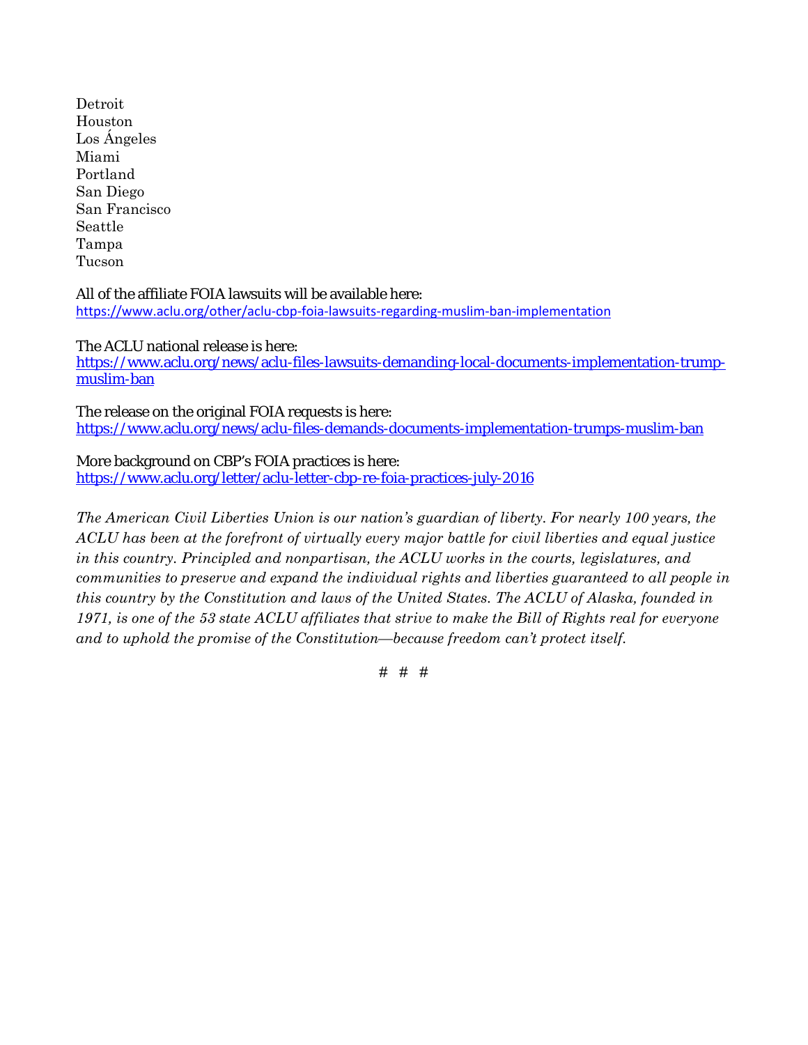Detroit
Houston
Los Ángeles
Miami
Portland
San Diego
San Francisco
Seattle
Tampa
Tucson

All of the affiliate FOIA lawsuits will be available here:
https://www.aclu.org/other/aclu-cbp-foia-lawsuits-regarding-muslim-ban-implementation

The ACLU national release is here:
https://www.aclu.org/news/aclu-files-lawsuits-demanding-local-documents-implementation-trump-muslim-ban

The release on the original FOIA requests is here:
https://www.aclu.org/news/aclu-files-demands-documents-implementation-trumps-muslim-ban

More background on CBP's FOIA practices is here:
https://www.aclu.org/letter/aclu-letter-cbp-re-foia-practices-july-2016

*The American Civil Liberties Union is our nation's guardian of liberty. For nearly 100 years, the ACLU has been at the forefront of virtually every major battle for civil liberties and equal justice in this country. Principled and nonpartisan, the ACLU works in the courts, legislatures, and communities to preserve and expand the individual rights and liberties guaranteed to all people in this country by the Constitution and laws of the United States. The ACLU of Alaska, founded in 1971, is one of the 53 state ACLU affiliates that strive to make the Bill of Rights real for everyone and to uphold the promise of the Constitution—because freedom can't protect itself.*

# # #